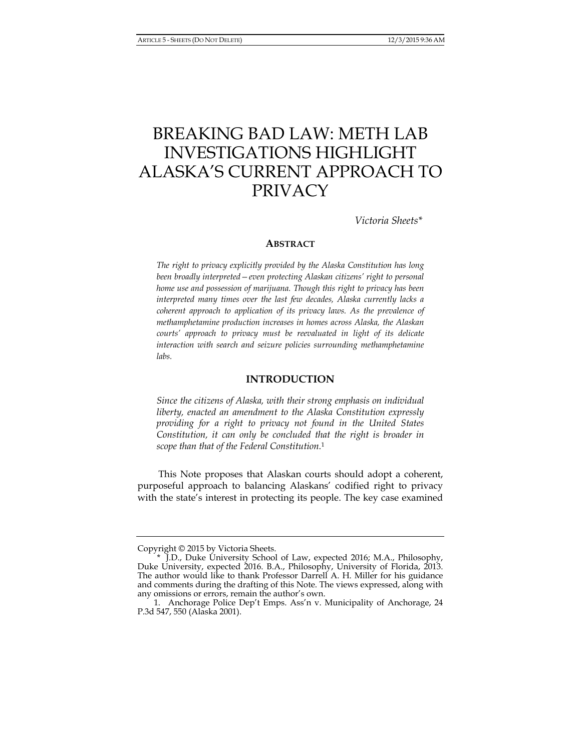# BREAKING BAD LAW: METH LAB INVESTIGATIONS HIGHLIGHT ALASKA'S CURRENT APPROACH TO PRIVACY

*Victoria Sheets\**

## ABSTRACT

*The right to privacy explicitly provided by the Alaska Constitution has long been broadly interpreted—even protecting Alaskan citizens' right to personal home use and possession of marijuana. Though this right to privacy has been interpreted many times over the last few decades, Alaska currently lacks a coherent approach to application of its privacy laws. As the prevalence of methamphetamine production increases in homes across Alaska, the Alaskan courts' approach to privacy must be reevaluated in light of its delicate interaction with search and seizure policies surrounding methamphetamine labs.*

## INTRODUCTION

> *Since the citizens of Alaska, with their strong emphasis on individual liberty, enacted an amendment to the Alaska Constitution expressly providing for a right to privacy not found in the United States Constitution, it can only be concluded that the right is broader in scope than that of the Federal Constitution.*[1]

This Note proposes that Alaskan courts should adopt a coherent, purposeful approach to balancing Alaskans' codified right to privacy with the state's interest in protecting its people. The key case examined

---

Copyright © 2015 by Victoria Sheets.

\* J.D., Duke University School of Law, expected 2016; M.A., Philosophy, Duke University, expected 2016. B.A., Philosophy, University of Florida, 2013. The author would like to thank Professor Darrell A. H. Miller for his guidance and comments during the drafting of this Note. The views expressed, along with any omissions or errors, remain the author's own.

1. Anchorage Police Dep't Emps. Ass'n v. Municipality of Anchorage, 24 P.3d 547, 550 (Alaska 2001).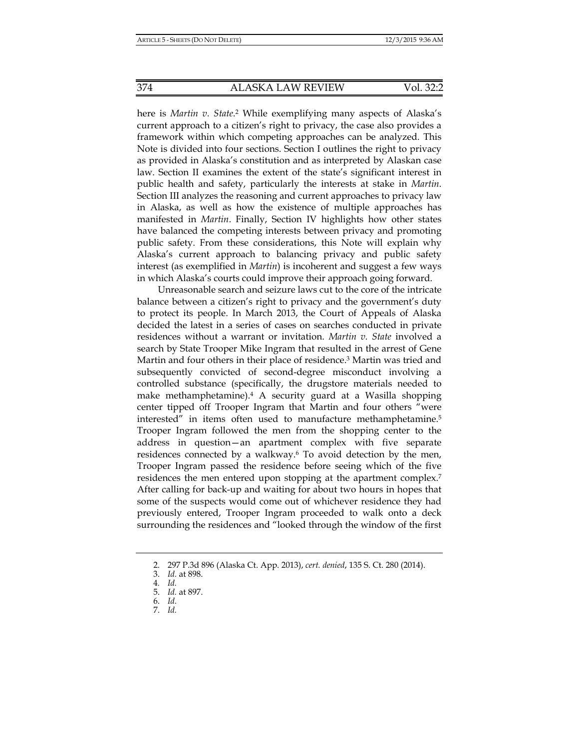here is *Martin v. State*.[2] While exemplifying many aspects of Alaska's current approach to a citizen's right to privacy, the case also provides a framework within which competing approaches can be analyzed. This Note is divided into four sections. Section I outlines the right to privacy as provided in Alaska's constitution and as interpreted by Alaskan case law. Section II examines the extent of the state's significant interest in public health and safety, particularly the interests at stake in *Martin*. Section III analyzes the reasoning and current approaches to privacy law in Alaska, as well as how the existence of multiple approaches has manifested in *Martin*. Finally, Section IV highlights how other states have balanced the competing interests between privacy and promoting public safety. From these considerations, this Note will explain why Alaska's current approach to balancing privacy and public safety interest (as exemplified in *Martin*) is incoherent and suggest a few ways in which Alaska's courts could improve their approach going forward.

Unreasonable search and seizure laws cut to the core of the intricate balance between a citizen's right to privacy and the government's duty to protect its people. In March 2013, the Court of Appeals of Alaska decided the latest in a series of cases on searches conducted in private residences without a warrant or invitation. *Martin v. State* involved a search by State Trooper Mike Ingram that resulted in the arrest of Gene Martin and four others in their place of residence.[3] Martin was tried and subsequently convicted of second-degree misconduct involving a controlled substance (specifically, the drugstore materials needed to make methamphetamine).[4] A security guard at a Wasilla shopping center tipped off Trooper Ingram that Martin and four others "were interested" in items often used to manufacture methamphetamine.[5] Trooper Ingram followed the men from the shopping center to the address in question—an apartment complex with five separate residences connected by a walkway.[6] To avoid detection by the men, Trooper Ingram passed the residence before seeing which of the five residences the men entered upon stopping at the apartment complex.[7] After calling for back-up and waiting for about two hours in hopes that some of the suspects would come out of whichever residence they had previously entered, Trooper Ingram proceeded to walk onto a deck surrounding the residences and "looked through the window of the first

2. 297 P.3d 896 (Alaska Ct. App. 2013), *cert. denied*, 135 S. Ct. 280 (2014).
3. *Id.* at 898.
4. *Id.*
5. *Id.* at 897.
6. *Id.*
7. *Id.*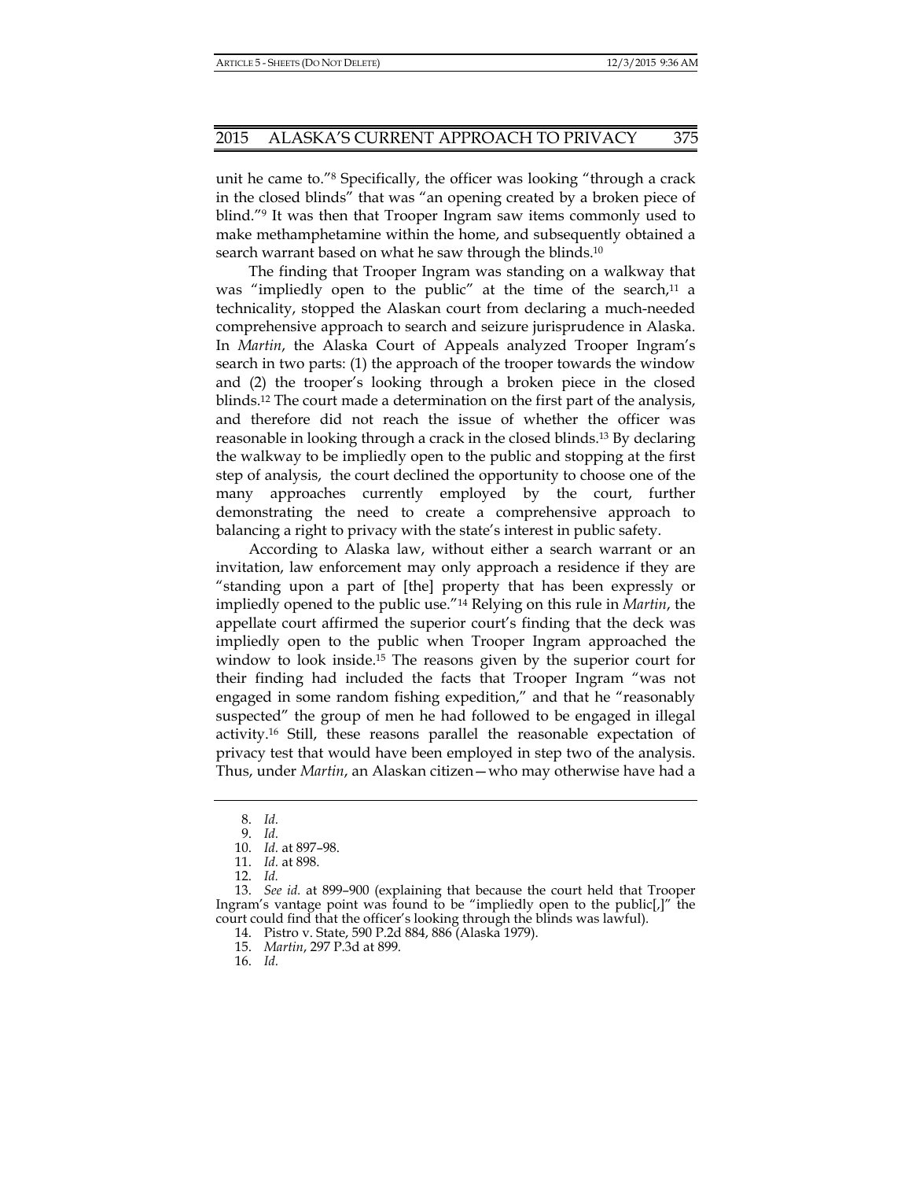unit he came to."[8] Specifically, the officer was looking "through a crack in the closed blinds" that was "an opening created by a broken piece of blind."[9] It was then that Trooper Ingram saw items commonly used to make methamphetamine within the home, and subsequently obtained a search warrant based on what he saw through the blinds.[10]

The finding that Trooper Ingram was standing on a walkway that was "impliedly open to the public" at the time of the search,[11] a technicality, stopped the Alaskan court from declaring a much-needed comprehensive approach to search and seizure jurisprudence in Alaska. In *Martin*, the Alaska Court of Appeals analyzed Trooper Ingram's search in two parts: (1) the approach of the trooper towards the window and (2) the trooper's looking through a broken piece in the closed blinds.[12] The court made a determination on the first part of the analysis, and therefore did not reach the issue of whether the officer was reasonable in looking through a crack in the closed blinds.[13] By declaring the walkway to be impliedly open to the public and stopping at the first step of analysis, the court declined the opportunity to choose one of the many approaches currently employed by the court, further demonstrating the need to create a comprehensive approach to balancing a right to privacy with the state's interest in public safety.

According to Alaska law, without either a search warrant or an invitation, law enforcement may only approach a residence if they are "standing upon a part of [the] property that has been expressly or impliedly opened to the public use."[14] Relying on this rule in *Martin*, the appellate court affirmed the superior court's finding that the deck was impliedly open to the public when Trooper Ingram approached the window to look inside.[15] The reasons given by the superior court for their finding had included the facts that Trooper Ingram "was not engaged in some random fishing expedition," and that he "reasonably suspected" the group of men he had followed to be engaged in illegal activity.[16] Still, these reasons parallel the reasonable expectation of privacy test that would have been employed in step two of the analysis. Thus, under *Martin*, an Alaskan citizen—who may otherwise have had a

---

8. *Id.*
9. *Id.*
10. *Id.* at 897–98.
11. *Id.* at 898.
12. *Id.*
13. *See id.* at 899–900 (explaining that because the court held that Trooper Ingram's vantage point was found to be "impliedly open to the public[,]" the court could find that the officer's looking through the blinds was lawful).
14. Pistro v. State, 590 P.2d 884, 886 (Alaska 1979).
15. *Martin*, 297 P.3d at 899.
16. *Id.*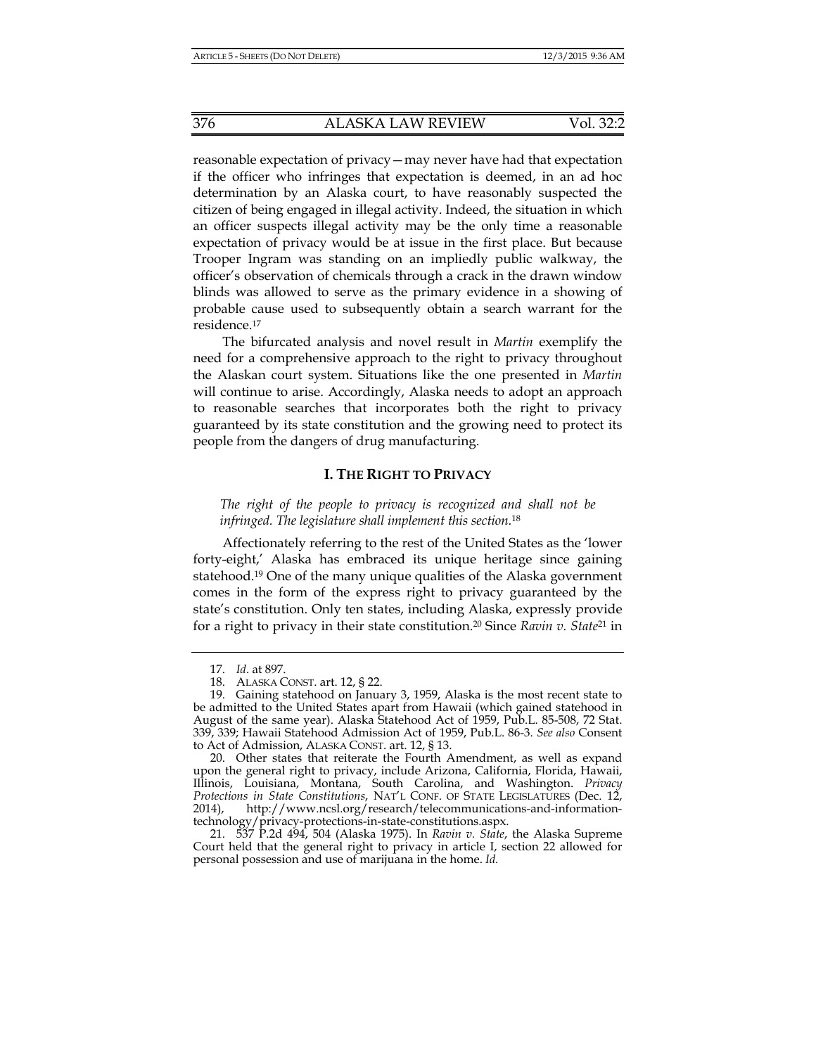reasonable expectation of privacy—may never have had that expectation if the officer who infringes that expectation is deemed, in an ad hoc determination by an Alaska court, to have reasonably suspected the citizen of being engaged in illegal activity. Indeed, the situation in which an officer suspects illegal activity may be the only time a reasonable expectation of privacy would be at issue in the first place. But because Trooper Ingram was standing on an impliedly public walkway, the officer's observation of chemicals through a crack in the drawn window blinds was allowed to serve as the primary evidence in a showing of probable cause used to subsequently obtain a search warrant for the residence.[17]

The bifurcated analysis and novel result in *Martin* exemplify the need for a comprehensive approach to the right to privacy throughout the Alaskan court system. Situations like the one presented in *Martin* will continue to arise. Accordingly, Alaska needs to adopt an approach to reasonable searches that incorporates both the right to privacy guaranteed by its state constitution and the growing need to protect its people from the dangers of drug manufacturing.

## I. THE RIGHT TO PRIVACY

*The right of the people to privacy is recognized and shall not be infringed. The legislature shall implement this section.*[18]

Affectionately referring to the rest of the United States as the 'lower forty-eight,' Alaska has embraced its unique heritage since gaining statehood.[19] One of the many unique qualities of the Alaska government comes in the form of the express right to privacy guaranteed by the state's constitution. Only ten states, including Alaska, expressly provide for a right to privacy in their state constitution.[20] Since *Ravin v. State*[21] in

---

17. *Id*. at 897.

18. ALASKA CONST. art. 12, § 22.

19. Gaining statehood on January 3, 1959, Alaska is the most recent state to be admitted to the United States apart from Hawaii (which gained statehood in August of the same year). Alaska Statehood Act of 1959, Pub.L. 85-508, 72 Stat. 339, 339; Hawaii Statehood Admission Act of 1959, Pub.L. 86-3. *See also* Consent to Act of Admission, ALASKA CONST. art. 12, § 13.

20. Other states that reiterate the Fourth Amendment, as well as expand upon the general right to privacy, include Arizona, California, Florida, Hawaii, Illinois, Louisiana, Montana, South Carolina, and Washington. *Privacy Protections in State Constitutions*, NAT'L CONF. OF STATE LEGISLATURES (Dec. 12, 2014), http://www.ncsl.org/research/telecommunications-and-information-technology/privacy-protections-in-state-constitutions.aspx.

21. 537 P.2d 494, 504 (Alaska 1975). In *Ravin v. State*, the Alaska Supreme Court held that the general right to privacy in article I, section 22 allowed for personal possession and use of marijuana in the home. *Id.*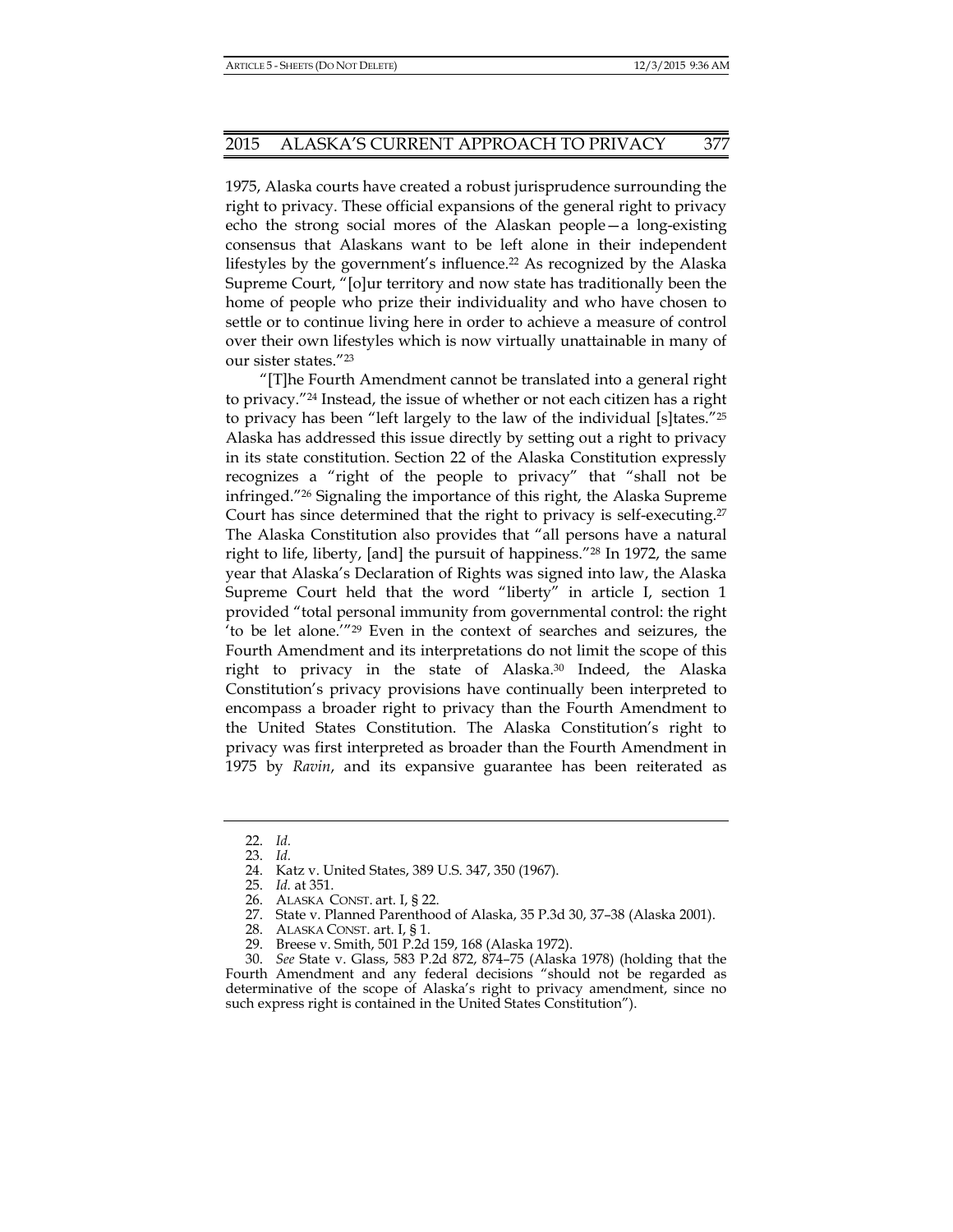1975, Alaska courts have created a robust jurisprudence surrounding the right to privacy. These official expansions of the general right to privacy echo the strong social mores of the Alaskan people—a long-existing consensus that Alaskans want to be left alone in their independent lifestyles by the government's influence.[22] As recognized by the Alaska Supreme Court, "[o]ur territory and now state has traditionally been the home of people who prize their individuality and who have chosen to settle or to continue living here in order to achieve a measure of control over their own lifestyles which is now virtually unattainable in many of our sister states."[23]

"[T]he Fourth Amendment cannot be translated into a general right to privacy."[24] Instead, the issue of whether or not each citizen has a right to privacy has been "left largely to the law of the individual [s]tates."[25] Alaska has addressed this issue directly by setting out a right to privacy in its state constitution. Section 22 of the Alaska Constitution expressly recognizes a "right of the people to privacy" that "shall not be infringed."[26] Signaling the importance of this right, the Alaska Supreme Court has since determined that the right to privacy is self-executing.[27] The Alaska Constitution also provides that "all persons have a natural right to life, liberty, [and] the pursuit of happiness."[28] In 1972, the same year that Alaska's Declaration of Rights was signed into law, the Alaska Supreme Court held that the word "liberty" in article I, section 1 provided "total personal immunity from governmental control: the right 'to be let alone.'"[29] Even in the context of searches and seizures, the Fourth Amendment and its interpretations do not limit the scope of this right to privacy in the state of Alaska.[30] Indeed, the Alaska Constitution's privacy provisions have continually been interpreted to encompass a broader right to privacy than the Fourth Amendment to the United States Constitution. The Alaska Constitution's right to privacy was first interpreted as broader than the Fourth Amendment in 1975 by *Ravin*, and its expansive guarantee has been reiterated as

---

22. *Id.*
23. *Id.*
24. Katz v. United States, 389 U.S. 347, 350 (1967).
25. *Id.* at 351.
26. ALASKA CONST. art. I, § 22.
27. State v. Planned Parenthood of Alaska, 35 P.3d 30, 37–38 (Alaska 2001).
28. ALASKA CONST. art. I, § 1.
29. Breese v. Smith, 501 P.2d 159, 168 (Alaska 1972).
30. *See* State v. Glass, 583 P.2d 872, 874–75 (Alaska 1978) (holding that the Fourth Amendment and any federal decisions "should not be regarded as determinative of the scope of Alaska's right to privacy amendment, since no such express right is contained in the United States Constitution").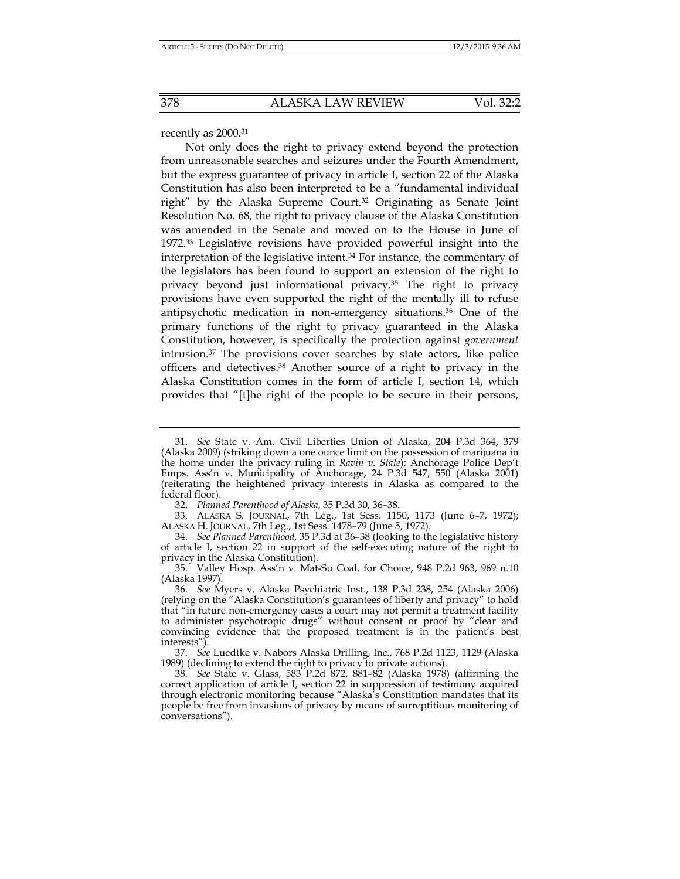recently as 2000.[31]

Not only does the right to privacy extend beyond the protection from unreasonable searches and seizures under the Fourth Amendment, but the express guarantee of privacy in article I, section 22 of the Alaska Constitution has also been interpreted to be a "fundamental individual right" by the Alaska Supreme Court.[32] Originating as Senate Joint Resolution No. 68, the right to privacy clause of the Alaska Constitution was amended in the Senate and moved on to the House in June of 1972.[33] Legislative revisions have provided powerful insight into the interpretation of the legislative intent.[34] For instance, the commentary of the legislators has been found to support an extension of the right to privacy beyond just informational privacy.[35] The right to privacy provisions have even supported the right of the mentally ill to refuse antipsychotic medication in non-emergency situations.[36] One of the primary functions of the right to privacy guaranteed in the Alaska Constitution, however, is specifically the protection against *government* intrusion.[37] The provisions cover searches by state actors, like police officers and detectives.[38] Another source of a right to privacy in the Alaska Constitution comes in the form of article I, section 14, which provides that "[t]he right of the people to be secure in their persons,

---

31. *See* State v. Am. Civil Liberties Union of Alaska, 204 P.3d 364, 379 (Alaska 2009) (striking down a one ounce limit on the possession of marijuana in the home under the privacy ruling in *Ravin v. State*); Anchorage Police Dep't Emps. Ass'n v. Municipality of Anchorage, 24 P.3d 547, 550 (Alaska 2001) (reiterating the heightened privacy interests in Alaska as compared to the federal floor).

32. *Planned Parenthood of Alaska*, 35 P.3d 30, 36–38.

33. ALASKA S. JOURNAL, 7th Leg., 1st Sess. 1150, 1173 (June 6–7, 1972); ALASKA H. JOURNAL, 7th Leg., 1st Sess. 1478–79 (June 5, 1972).

34. *See Planned Parenthood*, 35 P.3d at 36–38 (looking to the legislative history of article I, section 22 in support of the self-executing nature of the right to privacy in the Alaska Constitution).

35. Valley Hosp. Ass'n v. Mat-Su Coal. for Choice, 948 P.2d 963, 969 n.10 (Alaska 1997).

36. *See* Myers v. Alaska Psychiatric Inst., 138 P.3d 238, 254 (Alaska 2006) (relying on the "Alaska Constitution's guarantees of liberty and privacy" to hold that "in future non-emergency cases a court may not permit a treatment facility to administer psychotropic drugs" without consent or proof by "clear and convincing evidence that the proposed treatment is in the patient's best interests").

37. *See* Luedtke v. Nabors Alaska Drilling, Inc., 768 P.2d 1123, 1129 (Alaska 1989) (declining to extend the right to privacy to private actions).

38. *See* State v. Glass, 583 P.2d 872, 881–82 (Alaska 1978) (affirming the correct application of article I, section 22 in suppression of testimony acquired through electronic monitoring because "Alaska's Constitution mandates that its people be free from invasions of privacy by means of surreptitious monitoring of conversations").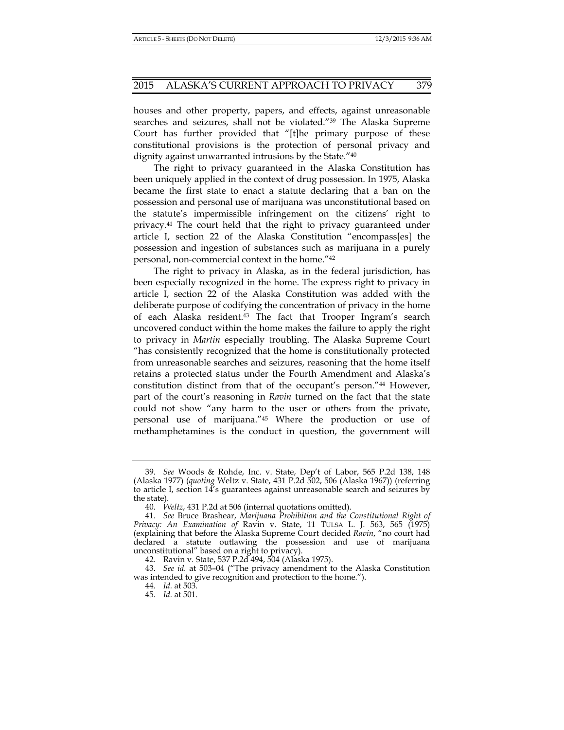houses and other property, papers, and effects, against unreasonable searches and seizures, shall not be violated."[39] The Alaska Supreme Court has further provided that "[t]he primary purpose of these constitutional provisions is the protection of personal privacy and dignity against unwarranted intrusions by the State."[40]

The right to privacy guaranteed in the Alaska Constitution has been uniquely applied in the context of drug possession. In 1975, Alaska became the first state to enact a statute declaring that a ban on the possession and personal use of marijuana was unconstitutional based on the statute's impermissible infringement on the citizens' right to privacy.[41] The court held that the right to privacy guaranteed under article I, section 22 of the Alaska Constitution "encompass[es] the possession and ingestion of substances such as marijuana in a purely personal, non-commercial context in the home."[42]

The right to privacy in Alaska, as in the federal jurisdiction, has been especially recognized in the home. The express right to privacy in article I, section 22 of the Alaska Constitution was added with the deliberate purpose of codifying the concentration of privacy in the home of each Alaska resident.[43] The fact that Trooper Ingram's search uncovered conduct within the home makes the failure to apply the right to privacy in *Martin* especially troubling. The Alaska Supreme Court "has consistently recognized that the home is constitutionally protected from unreasonable searches and seizures, reasoning that the home itself retains a protected status under the Fourth Amendment and Alaska's constitution distinct from that of the occupant's person."[44] However, part of the court's reasoning in *Ravin* turned on the fact that the state could not show "any harm to the user or others from the private, personal use of marijuana."[45] Where the production or use of methamphetamines is the conduct in question, the government will

---

39. *See* Woods & Rohde, Inc. v. State, Dep't of Labor, 565 P.2d 138, 148 (Alaska 1977) (*quoting* Weltz v. State, 431 P.2d 502, 506 (Alaska 1967)) (referring to article I, section 14's guarantees against unreasonable search and seizures by the state).

40. *Weltz*, 431 P.2d at 506 (internal quotations omitted).

41. *See* Bruce Brashear, *Marijuana Prohibition and the Constitutional Right of Privacy: An Examination of* Ravin v. State, 11 TULSA L. J. 563, 565 (1975) (explaining that before the Alaska Supreme Court decided *Ravin*, "no court had declared a statute outlawing the possession and use of marijuana unconstitutional" based on a right to privacy).

42. Ravin v. State, 537 P.2d 494, 504 (Alaska 1975).

43. *See id.* at 503–04 ("The privacy amendment to the Alaska Constitution was intended to give recognition and protection to the home.").

44. *Id.* at 503.

45. *Id.* at 501.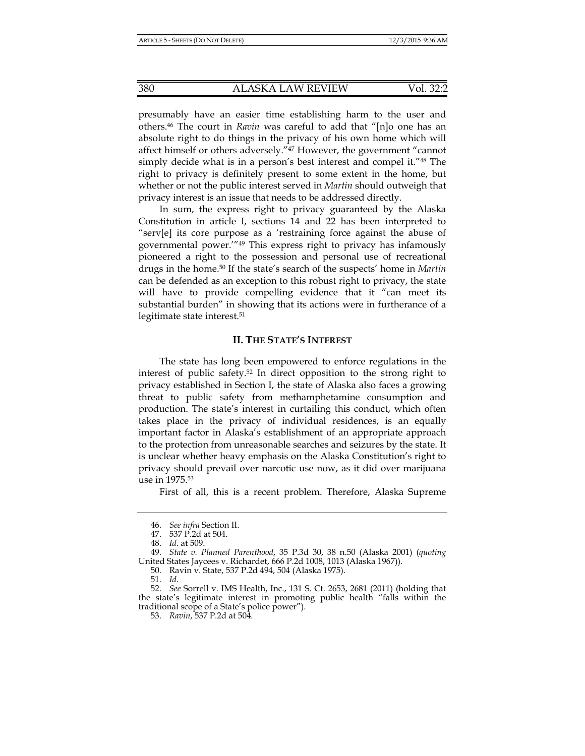presumably have an easier time establishing harm to the user and others.[46] The court in *Ravin* was careful to add that "[n]o one has an absolute right to do things in the privacy of his own home which will affect himself or others adversely."[47] However, the government "cannot simply decide what is in a person's best interest and compel it."[48] The right to privacy is definitely present to some extent in the home, but whether or not the public interest served in *Martin* should outweigh that privacy interest is an issue that needs to be addressed directly.

In sum, the express right to privacy guaranteed by the Alaska Constitution in article I, sections 14 and 22 has been interpreted to "serv[e] its core purpose as a 'restraining force against the abuse of governmental power.'"[49] This express right to privacy has infamously pioneered a right to the possession and personal use of recreational drugs in the home.[50] If the state's search of the suspects' home in *Martin* can be defended as an exception to this robust right to privacy, the state will have to provide compelling evidence that it "can meet its substantial burden" in showing that its actions were in furtherance of a legitimate state interest.[51]

## II. The State's Interest

The state has long been empowered to enforce regulations in the interest of public safety.[52] In direct opposition to the strong right to privacy established in Section I, the state of Alaska also faces a growing threat to public safety from methamphetamine consumption and production. The state's interest in curtailing this conduct, which often takes place in the privacy of individual residences, is an equally important factor in Alaska's establishment of an appropriate approach to the protection from unreasonable searches and seizures by the state. It is unclear whether heavy emphasis on the Alaska Constitution's right to privacy should prevail over narcotic use now, as it did over marijuana use in 1975.[53]

First of all, this is a recent problem. Therefore, Alaska Supreme

---

46. *See infra* Section II.

47. 537 P.2d at 504.

48. *Id.* at 509.

49. *State v. Planned Parenthood*, 35 P.3d 30, 38 n.50 (Alaska 2001) (*quoting* United States Jaycees v. Richardet, 666 P.2d 1008, 1013 (Alaska 1967)).

50. Ravin v. State, 537 P.2d 494, 504 (Alaska 1975).

51. *Id.*

52. *See* Sorrell v. IMS Health, Inc., 131 S. Ct. 2653, 2681 (2011) (holding that the state's legitimate interest in promoting public health "falls within the traditional scope of a State's police power").

53. *Ravin*, 537 P.2d at 504.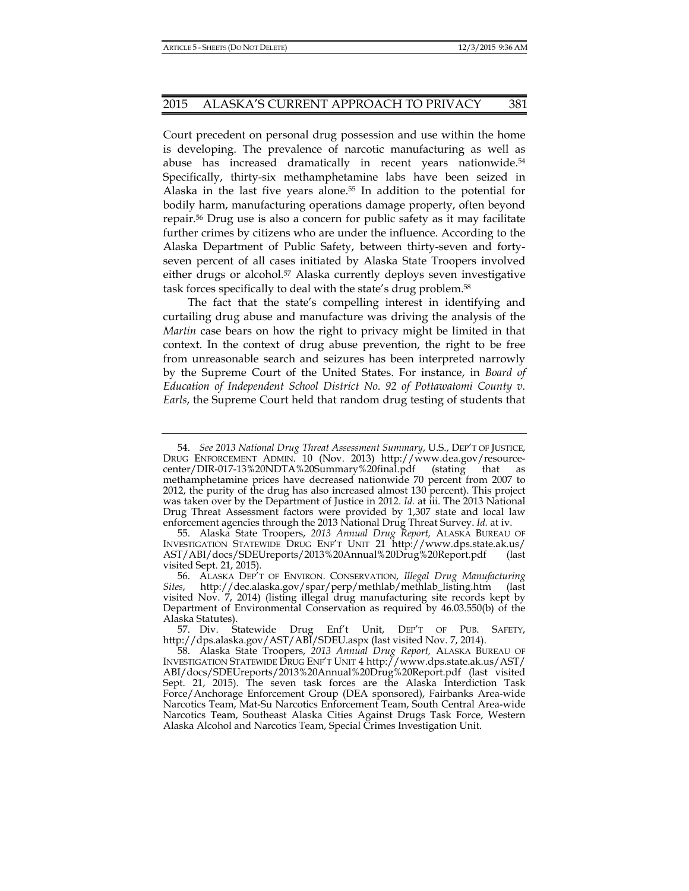Court precedent on personal drug possession and use within the home is developing. The prevalence of narcotic manufacturing as well as abuse has increased dramatically in recent years nationwide.[54] Specifically, thirty-six methamphetamine labs have been seized in Alaska in the last five years alone.[55] In addition to the potential for bodily harm, manufacturing operations damage property, often beyond repair.[56] Drug use is also a concern for public safety as it may facilitate further crimes by citizens who are under the influence. According to the Alaska Department of Public Safety, between thirty-seven and forty-seven percent of all cases initiated by Alaska State Troopers involved either drugs or alcohol.[57] Alaska currently deploys seven investigative task forces specifically to deal with the state's drug problem.[58]

The fact that the state's compelling interest in identifying and curtailing drug abuse and manufacture was driving the analysis of the *Martin* case bears on how the right to privacy might be limited in that context. In the context of drug abuse prevention, the right to be free from unreasonable search and seizures has been interpreted narrowly by the Supreme Court of the United States. For instance, in *Board of Education of Independent School District No. 92 of Pottawatomi County v. Earls*, the Supreme Court held that random drug testing of students that

---

54. *See 2013 National Drug Threat Assessment Summary*, U.S., DEP'T OF JUSTICE, DRUG ENFORCEMENT ADMIN. 10 (Nov. 2013) http://www.dea.gov/resource-center/DIR-017-13%20NDTA%20Summary%20final.pdf (stating that as methamphetamine prices have decreased nationwide 70 percent from 2007 to 2012, the purity of the drug has also increased almost 130 percent). This project was taken over by the Department of Justice in 2012. *Id.* at iii. The 2013 National Drug Threat Assessment factors were provided by 1,307 state and local law enforcement agencies through the 2013 National Drug Threat Survey. *Id.* at iv.

55. Alaska State Troopers, *2013 Annual Drug Report,* ALASKA BUREAU OF INVESTIGATION STATEWIDE DRUG ENF'T UNIT 21 http://www.dps.state.ak.us/AST/ABI/docs/SDEUreports/2013%20Annual%20Drug%20Report.pdf (last visited Sept. 21, 2015).

56. ALASKA DEP'T OF ENVIRON. CONSERVATION, *Illegal Drug Manufacturing Sites*, http://dec.alaska.gov/spar/perp/methlab/methlab_listing.htm (last visited Nov. 7, 2014) (listing illegal drug manufacturing site records kept by Department of Environmental Conservation as required by 46.03.550(b) of the Alaska Statutes).

57. Div. Statewide Drug Enf't Unit, DEP'T OF PUB. SAFETY, http://dps.alaska.gov/AST/ABI/SDEU.aspx (last visited Nov. 7, 2014).

58. Alaska State Troopers, *2013 Annual Drug Report,* ALASKA BUREAU OF INVESTIGATION STATEWIDE DRUG ENF'T UNIT 4 http://www.dps.state.ak.us/AST/ABI/docs/SDEUreports/2013%20Annual%20Drug%20Report.pdf (last visited Sept. 21, 2015). The seven task forces are the Alaska Interdiction Task Force/Anchorage Enforcement Group (DEA sponsored), Fairbanks Area-wide Narcotics Team, Mat-Su Narcotics Enforcement Team, South Central Area-wide Narcotics Team, Southeast Alaska Cities Against Drugs Task Force, Western Alaska Alcohol and Narcotics Team, Special Crimes Investigation Unit.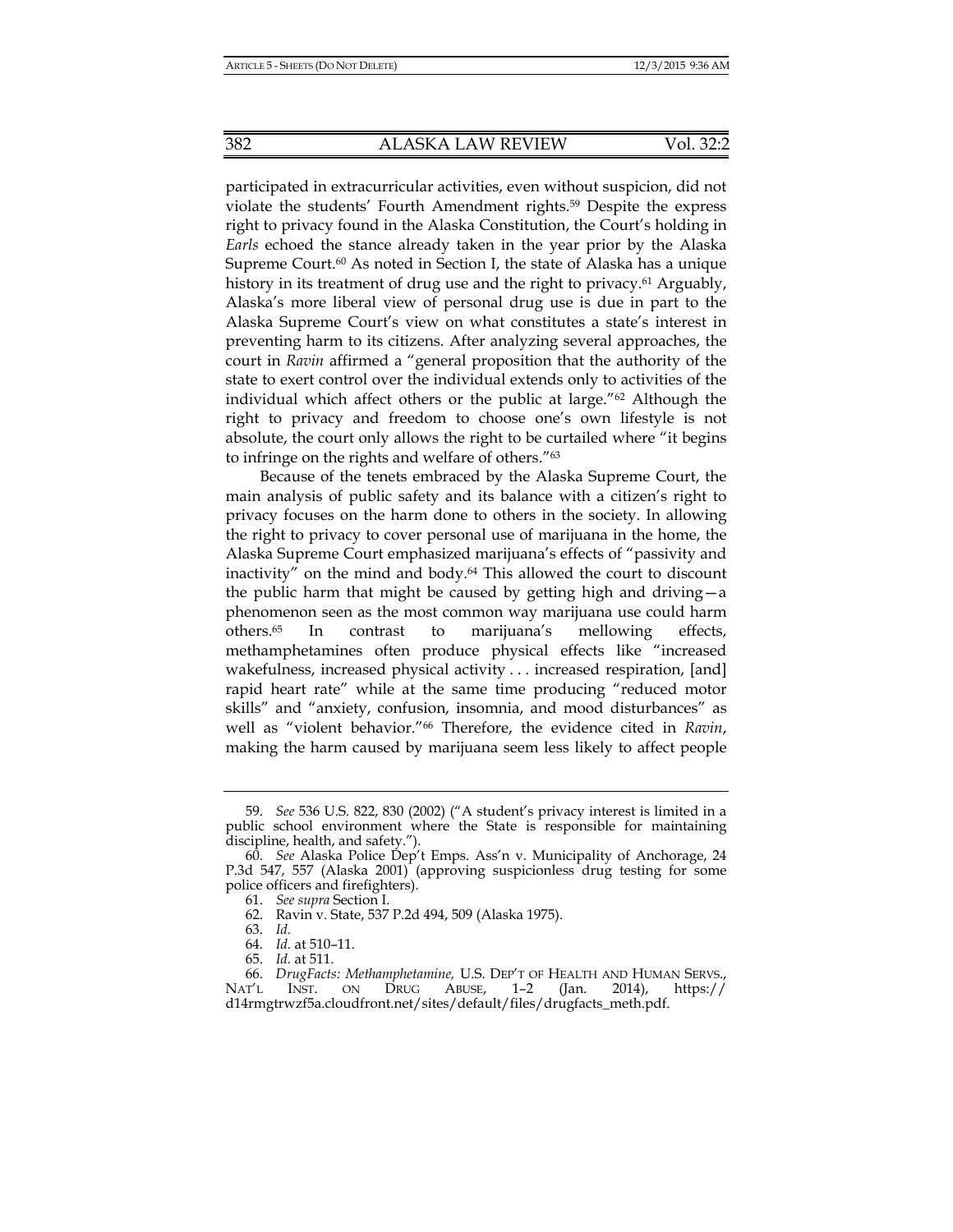participated in extracurricular activities, even without suspicion, did not violate the students' Fourth Amendment rights.[59] Despite the express right to privacy found in the Alaska Constitution, the Court's holding in *Earls* echoed the stance already taken in the year prior by the Alaska Supreme Court.[60] As noted in Section I, the state of Alaska has a unique history in its treatment of drug use and the right to privacy.[61] Arguably, Alaska's more liberal view of personal drug use is due in part to the Alaska Supreme Court's view on what constitutes a state's interest in preventing harm to its citizens. After analyzing several approaches, the court in *Ravin* affirmed a "general proposition that the authority of the state to exert control over the individual extends only to activities of the individual which affect others or the public at large."[62] Although the right to privacy and freedom to choose one's own lifestyle is not absolute, the court only allows the right to be curtailed where "it begins to infringe on the rights and welfare of others."[63]

Because of the tenets embraced by the Alaska Supreme Court, the main analysis of public safety and its balance with a citizen's right to privacy focuses on the harm done to others in the society. In allowing the right to privacy to cover personal use of marijuana in the home, the Alaska Supreme Court emphasized marijuana's effects of "passivity and inactivity" on the mind and body.[64] This allowed the court to discount the public harm that might be caused by getting high and driving—a phenomenon seen as the most common way marijuana use could harm others.[65] In contrast to marijuana's mellowing effects, methamphetamines often produce physical effects like "increased wakefulness, increased physical activity . . . increased respiration, [and] rapid heart rate" while at the same time producing "reduced motor skills" and "anxiety, confusion, insomnia, and mood disturbances" as well as "violent behavior."[66] Therefore, the evidence cited in *Ravin*, making the harm caused by marijuana seem less likely to affect people

---

59. *See* 536 U.S. 822, 830 (2002) ("A student's privacy interest is limited in a public school environment where the State is responsible for maintaining discipline, health, and safety.").

60. *See* Alaska Police Dep't Emps. Ass'n v. Municipality of Anchorage, 24 P.3d 547, 557 (Alaska 2001) (approving suspicionless drug testing for some police officers and firefighters).

61. *See supra* Section I.

62. Ravin v. State, 537 P.2d 494, 509 (Alaska 1975).

63. *Id.*

64. *Id.* at 510–11.

65. *Id.* at 511.

66. *DrugFacts: Methamphetamine,* U.S. DEP'T OF HEALTH AND HUMAN SERVS., NAT'L INST. ON DRUG ABUSE, 1–2 (Jan. 2014), https://d14rmgtrwzf5a.cloudfront.net/sites/default/files/drugfacts_meth.pdf.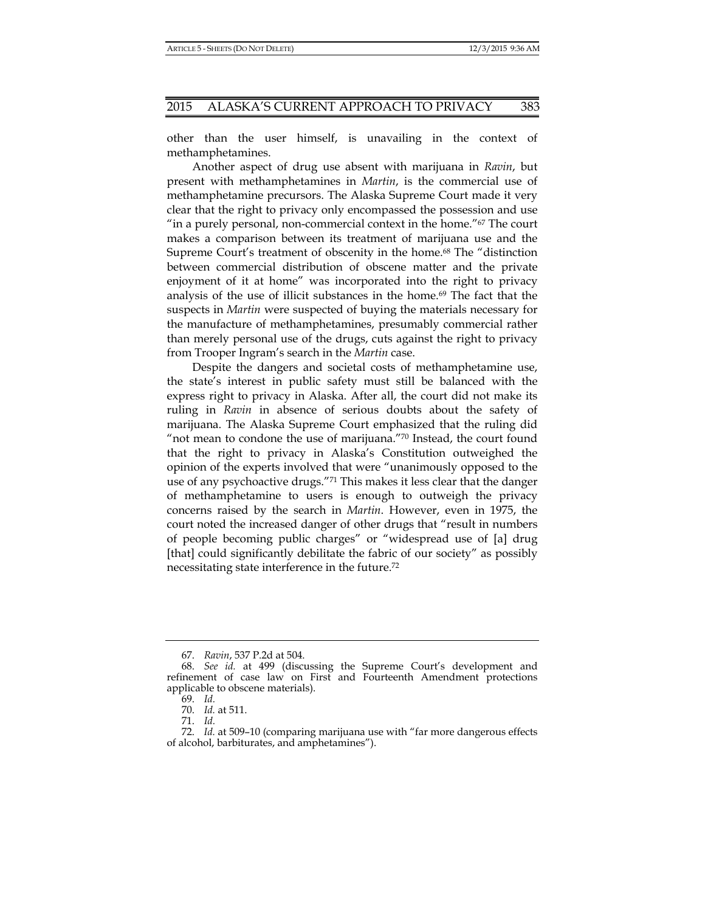other than the user himself, is unavailing in the context of methamphetamines.

Another aspect of drug use absent with marijuana in *Ravin*, but present with methamphetamines in *Martin*, is the commercial use of methamphetamine precursors. The Alaska Supreme Court made it very clear that the right to privacy only encompassed the possession and use "in a purely personal, non-commercial context in the home."[67] The court makes a comparison between its treatment of marijuana use and the Supreme Court's treatment of obscenity in the home.[68] The "distinction between commercial distribution of obscene matter and the private enjoyment of it at home" was incorporated into the right to privacy analysis of the use of illicit substances in the home.[69] The fact that the suspects in *Martin* were suspected of buying the materials necessary for the manufacture of methamphetamines, presumably commercial rather than merely personal use of the drugs, cuts against the right to privacy from Trooper Ingram's search in the *Martin* case.

Despite the dangers and societal costs of methamphetamine use, the state's interest in public safety must still be balanced with the express right to privacy in Alaska. After all, the court did not make its ruling in *Ravin* in absence of serious doubts about the safety of marijuana. The Alaska Supreme Court emphasized that the ruling did "not mean to condone the use of marijuana."[70] Instead, the court found that the right to privacy in Alaska's Constitution outweighed the opinion of the experts involved that were "unanimously opposed to the use of any psychoactive drugs."[71] This makes it less clear that the danger of methamphetamine to users is enough to outweigh the privacy concerns raised by the search in *Martin*. However, even in 1975, the court noted the increased danger of other drugs that "result in numbers of people becoming public charges" or "widespread use of [a] drug [that] could significantly debilitate the fabric of our society" as possibly necessitating state interference in the future.[72]

---

67. *Ravin*, 537 P.2d at 504.

68. *See id.* at 499 (discussing the Supreme Court's development and refinement of case law on First and Fourteenth Amendment protections applicable to obscene materials).

69. *Id.*

70. *Id.* at 511.

71. *Id.*

72. *Id.* at 509–10 (comparing marijuana use with "far more dangerous effects of alcohol, barbiturates, and amphetamines").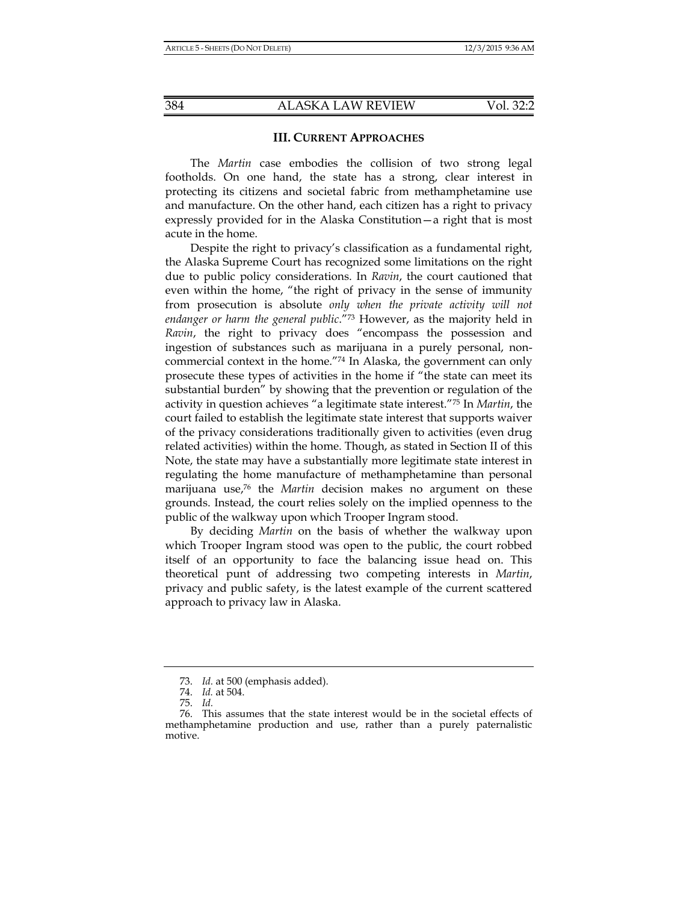### III. CURRENT APPROACHES

The *Martin* case embodies the collision of two strong legal footholds. On one hand, the state has a strong, clear interest in protecting its citizens and societal fabric from methamphetamine use and manufacture. On the other hand, each citizen has a right to privacy expressly provided for in the Alaska Constitution—a right that is most acute in the home.

Despite the right to privacy's classification as a fundamental right, the Alaska Supreme Court has recognized some limitations on the right due to public policy considerations. In *Ravin*, the court cautioned that even within the home, "the right of privacy in the sense of immunity from prosecution is absolute *only when the private activity will not endanger or harm the general public*."[73] However, as the majority held in *Ravin*, the right to privacy does "encompass the possession and ingestion of substances such as marijuana in a purely personal, non-commercial context in the home."[74] In Alaska, the government can only prosecute these types of activities in the home if "the state can meet its substantial burden" by showing that the prevention or regulation of the activity in question achieves "a legitimate state interest."[75] In *Martin*, the court failed to establish the legitimate state interest that supports waiver of the privacy considerations traditionally given to activities (even drug related activities) within the home. Though, as stated in Section II of this Note, the state may have a substantially more legitimate state interest in regulating the home manufacture of methamphetamine than personal marijuana use,[76] the *Martin* decision makes no argument on these grounds. Instead, the court relies solely on the implied openness to the public of the walkway upon which Trooper Ingram stood.

By deciding *Martin* on the basis of whether the walkway upon which Trooper Ingram stood was open to the public, the court robbed itself of an opportunity to face the balancing issue head on. This theoretical punt of addressing two competing interests in *Martin*, privacy and public safety, is the latest example of the current scattered approach to privacy law in Alaska.

---

73. *Id.* at 500 (emphasis added).

74. *Id.* at 504.

75. *Id.*

76. This assumes that the state interest would be in the societal effects of methamphetamine production and use, rather than a purely paternalistic motive.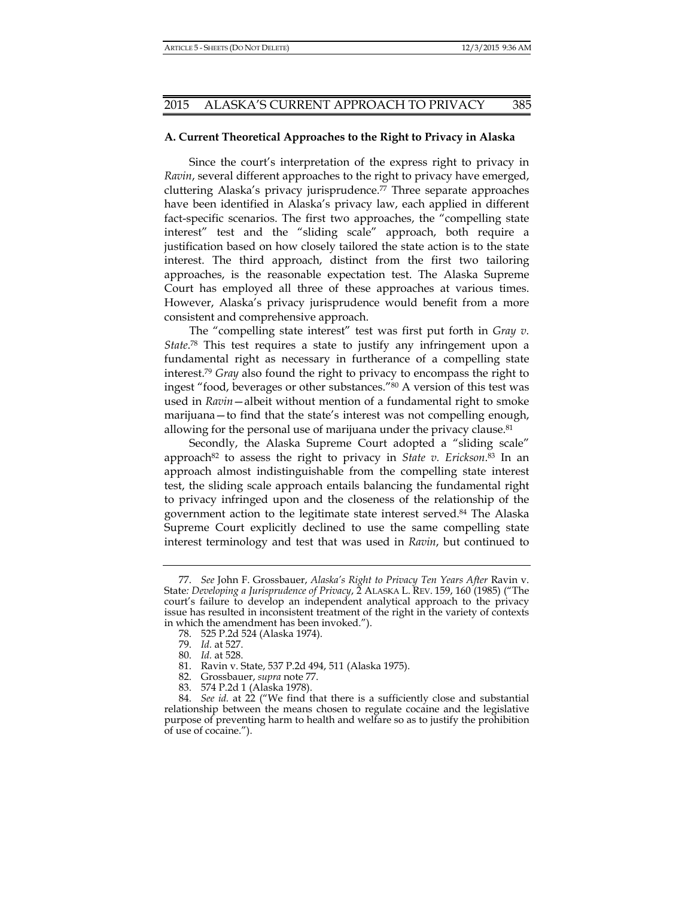### A. Current Theoretical Approaches to the Right to Privacy in Alaska

Since the court's interpretation of the express right to privacy in *Ravin*, several different approaches to the right to privacy have emerged, cluttering Alaska's privacy jurisprudence.[77] Three separate approaches have been identified in Alaska's privacy law, each applied in different fact-specific scenarios. The first two approaches, the "compelling state interest" test and the "sliding scale" approach, both require a justification based on how closely tailored the state action is to the state interest. The third approach, distinct from the first two tailoring approaches, is the reasonable expectation test. The Alaska Supreme Court has employed all three of these approaches at various times. However, Alaska's privacy jurisprudence would benefit from a more consistent and comprehensive approach.

The "compelling state interest" test was first put forth in *Gray v. State*.[78] This test requires a state to justify any infringement upon a fundamental right as necessary in furtherance of a compelling state interest.[79] *Gray* also found the right to privacy to encompass the right to ingest "food, beverages or other substances."[80] A version of this test was used in *Ravin*—albeit without mention of a fundamental right to smoke marijuana—to find that the state's interest was not compelling enough, allowing for the personal use of marijuana under the privacy clause.[81]

Secondly, the Alaska Supreme Court adopted a "sliding scale" approach[82] to assess the right to privacy in *State v. Erickson*.[83] In an approach almost indistinguishable from the compelling state interest test, the sliding scale approach entails balancing the fundamental right to privacy infringed upon and the closeness of the relationship of the government action to the legitimate state interest served.[84] The Alaska Supreme Court explicitly declined to use the same compelling state interest terminology and test that was used in *Ravin*, but continued to

---

77. *See* John F. Grossbauer, *Alaska's Right to Privacy Ten Years After* Ravin v. State*: Developing a Jurisprudence of Privacy*, 2 ALASKA L. REV. 159, 160 (1985) ("The court's failure to develop an independent analytical approach to the privacy issue has resulted in inconsistent treatment of the right in the variety of contexts in which the amendment has been invoked.").

78. 525 P.2d 524 (Alaska 1974).

79. *Id.* at 527.

80. *Id.* at 528.

81. Ravin v. State, 537 P.2d 494, 511 (Alaska 1975).

82. Grossbauer, *supra* note 77.

83. 574 P.2d 1 (Alaska 1978).

84. *See id.* at 22 ("We find that there is a sufficiently close and substantial relationship between the means chosen to regulate cocaine and the legislative purpose of preventing harm to health and welfare so as to justify the prohibition of use of cocaine.").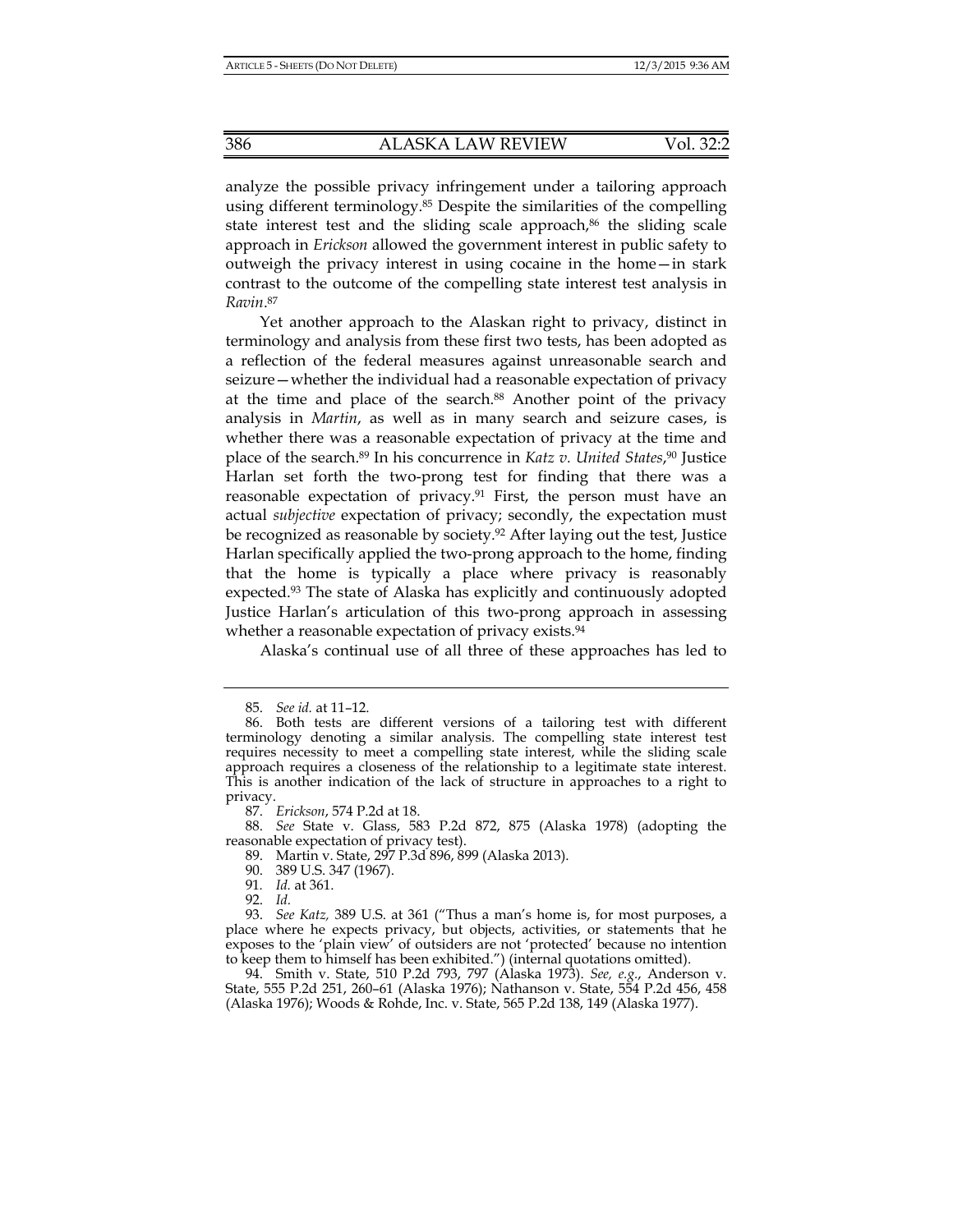analyze the possible privacy infringement under a tailoring approach using different terminology.[85] Despite the similarities of the compelling state interest test and the sliding scale approach,[86] the sliding scale approach in *Erickson* allowed the government interest in public safety to outweigh the privacy interest in using cocaine in the home—in stark contrast to the outcome of the compelling state interest test analysis in *Ravin*.[87]

Yet another approach to the Alaskan right to privacy, distinct in terminology and analysis from these first two tests, has been adopted as a reflection of the federal measures against unreasonable search and seizure—whether the individual had a reasonable expectation of privacy at the time and place of the search.[88] Another point of the privacy analysis in *Martin*, as well as in many search and seizure cases, is whether there was a reasonable expectation of privacy at the time and place of the search.[89] In his concurrence in *Katz v. United States*,[90] Justice Harlan set forth the two-prong test for finding that there was a reasonable expectation of privacy.[91] First, the person must have an actual *subjective* expectation of privacy; secondly, the expectation must be recognized as reasonable by society.[92] After laying out the test, Justice Harlan specifically applied the two-prong approach to the home, finding that the home is typically a place where privacy is reasonably expected.[93] The state of Alaska has explicitly and continuously adopted Justice Harlan's articulation of this two-prong approach in assessing whether a reasonable expectation of privacy exists.[94]

Alaska's continual use of all three of these approaches has led to

---

85. *See id.* at 11–12.

86. Both tests are different versions of a tailoring test with different terminology denoting a similar analysis. The compelling state interest test requires necessity to meet a compelling state interest, while the sliding scale approach requires a closeness of the relationship to a legitimate state interest. This is another indication of the lack of structure in approaches to a right to privacy.

87. *Erickson*, 574 P.2d at 18.

88. *See* State v. Glass, 583 P.2d 872, 875 (Alaska 1978) (adopting the reasonable expectation of privacy test).

89. Martin v. State, 297 P.3d 896, 899 (Alaska 2013).

90. 389 U.S. 347 (1967).

91. *Id.* at 361.

92. *Id.*

93. *See Katz,* 389 U.S. at 361 ("Thus a man's home is, for most purposes, a place where he expects privacy, but objects, activities, or statements that he exposes to the 'plain view' of outsiders are not 'protected' because no intention to keep them to himself has been exhibited.") (internal quotations omitted).

94. Smith v. State, 510 P.2d 793, 797 (Alaska 1973). *See, e.g.*, Anderson v. State, 555 P.2d 251, 260–61 (Alaska 1976); Nathanson v. State, 554 P.2d 456, 458 (Alaska 1976); Woods & Rohde, Inc. v. State, 565 P.2d 138, 149 (Alaska 1977).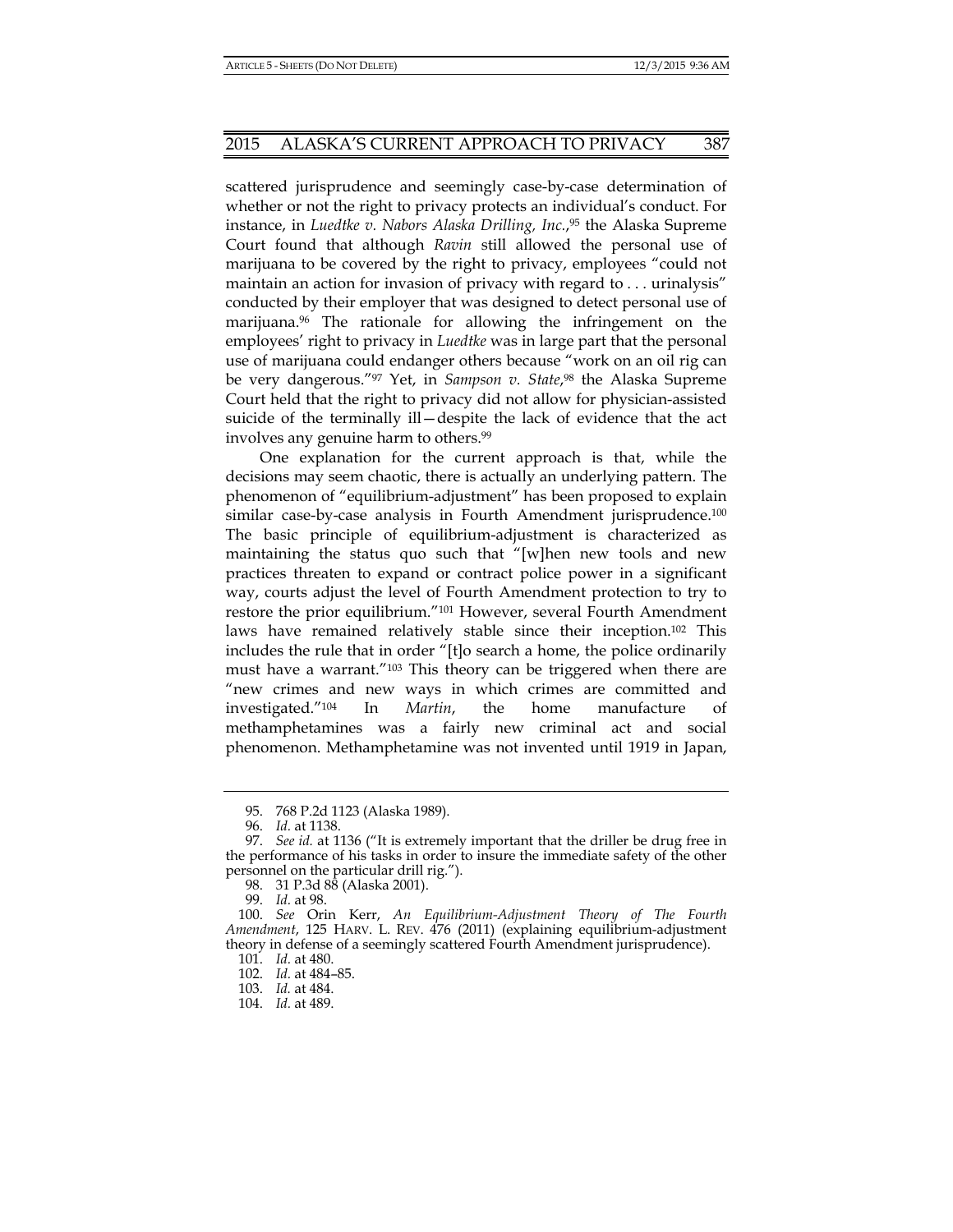scattered jurisprudence and seemingly case-by-case determination of whether or not the right to privacy protects an individual's conduct. For instance, in *Luedtke v. Nabors Alaska Drilling, Inc.*,[95] the Alaska Supreme Court found that although *Ravin* still allowed the personal use of marijuana to be covered by the right to privacy, employees "could not maintain an action for invasion of privacy with regard to . . . urinalysis" conducted by their employer that was designed to detect personal use of marijuana.[96] The rationale for allowing the infringement on the employees' right to privacy in *Luedtke* was in large part that the personal use of marijuana could endanger others because "work on an oil rig can be very dangerous."[97] Yet, in *Sampson v. State*,[98] the Alaska Supreme Court held that the right to privacy did not allow for physician-assisted suicide of the terminally ill—despite the lack of evidence that the act involves any genuine harm to others.[99]

One explanation for the current approach is that, while the decisions may seem chaotic, there is actually an underlying pattern. The phenomenon of "equilibrium-adjustment" has been proposed to explain similar case-by-case analysis in Fourth Amendment jurisprudence.[100] The basic principle of equilibrium-adjustment is characterized as maintaining the status quo such that "[w]hen new tools and new practices threaten to expand or contract police power in a significant way, courts adjust the level of Fourth Amendment protection to try to restore the prior equilibrium."[101] However, several Fourth Amendment laws have remained relatively stable since their inception.[102] This includes the rule that in order "[t]o search a home, the police ordinarily must have a warrant."[103] This theory can be triggered when there are "new crimes and new ways in which crimes are committed and investigated."[104] In *Martin*, the home manufacture of methamphetamines was a fairly new criminal act and social phenomenon. Methamphetamine was not invented until 1919 in Japan,

---

95. 768 P.2d 1123 (Alaska 1989).

96. *Id.* at 1138.

97. *See id.* at 1136 ("It is extremely important that the driller be drug free in the performance of his tasks in order to insure the immediate safety of the other personnel on the particular drill rig.").

98. 31 P.3d 88 (Alaska 2001).

99. *Id.* at 98.

100. *See* Orin Kerr, *An Equilibrium-Adjustment Theory of The Fourth Amendment*, 125 HARV. L. REV. 476 (2011) (explaining equilibrium-adjustment theory in defense of a seemingly scattered Fourth Amendment jurisprudence).

101. *Id.* at 480.

102. *Id.* at 484–85.

103. *Id.* at 484.

104. *Id.* at 489.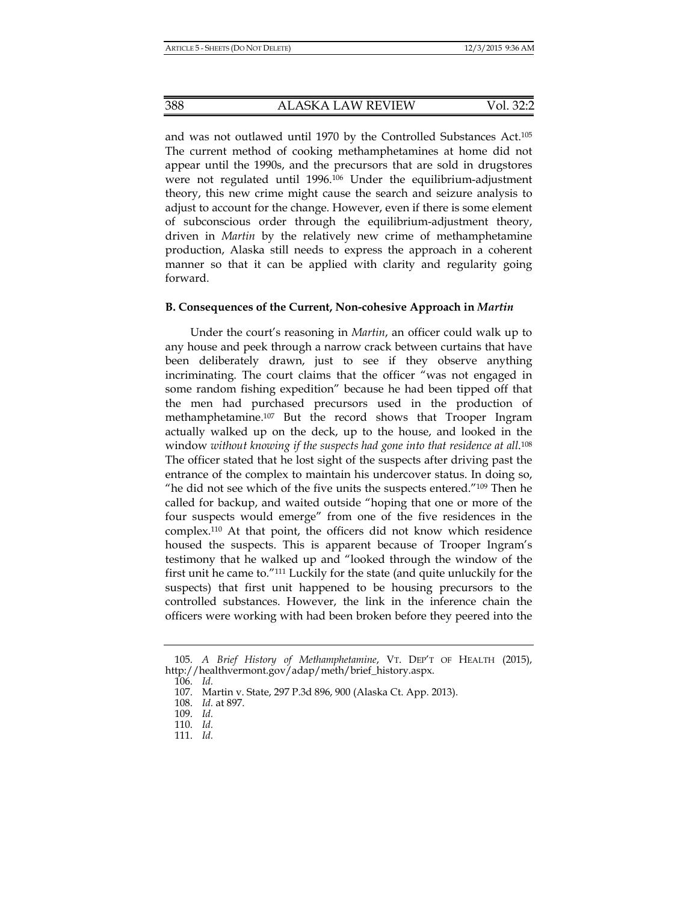and was not outlawed until 1970 by the Controlled Substances Act.[105] The current method of cooking methamphetamines at home did not appear until the 1990s, and the precursors that are sold in drugstores were not regulated until 1996.[106] Under the equilibrium-adjustment theory, this new crime might cause the search and seizure analysis to adjust to account for the change. However, even if there is some element of subconscious order through the equilibrium-adjustment theory, driven in *Martin* by the relatively new crime of methamphetamine production, Alaska still needs to express the approach in a coherent manner so that it can be applied with clarity and regularity going forward.

### B. Consequences of the Current, Non-cohesive Approach in *Martin*

Under the court's reasoning in *Martin*, an officer could walk up to any house and peek through a narrow crack between curtains that have been deliberately drawn, just to see if they observe anything incriminating. The court claims that the officer "was not engaged in some random fishing expedition" because he had been tipped off that the men had purchased precursors used in the production of methamphetamine.[107] But the record shows that Trooper Ingram actually walked up on the deck, up to the house, and looked in the window *without knowing if the suspects had gone into that residence at all*.[108] The officer stated that he lost sight of the suspects after driving past the entrance of the complex to maintain his undercover status. In doing so, "he did not see which of the five units the suspects entered."[109] Then he called for backup, and waited outside "hoping that one or more of the four suspects would emerge" from one of the five residences in the complex.[110] At that point, the officers did not know which residence housed the suspects. This is apparent because of Trooper Ingram's testimony that he walked up and "looked through the window of the first unit he came to."[111] Luckily for the state (and quite unluckily for the suspects) that first unit happened to be housing precursors to the controlled substances. However, the link in the inference chain the officers were working with had been broken before they peered into the

---

105. *A Brief History of Methamphetamine*, VT. DEP'T OF HEALTH (2015), http://healthvermont.gov/adap/meth/brief_history.aspx.

106. *Id.*

107. Martin v. State, 297 P.3d 896, 900 (Alaska Ct. App. 2013).

108. *Id.* at 897.

109. *Id.*

110. *Id.*

111. *Id.*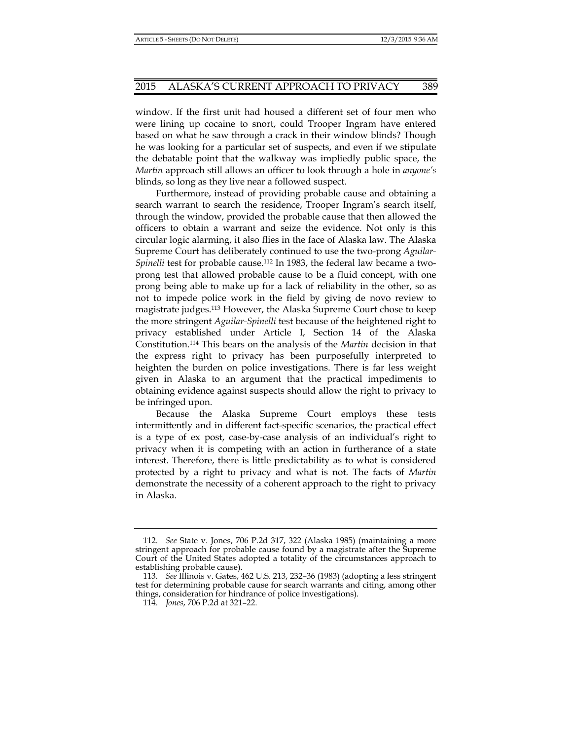window. If the first unit had housed a different set of four men who were lining up cocaine to snort, could Trooper Ingram have entered based on what he saw through a crack in their window blinds? Though he was looking for a particular set of suspects, and even if we stipulate the debatable point that the walkway was impliedly public space, the *Martin* approach still allows an officer to look through a hole in *anyone's* blinds, so long as they live near a followed suspect.

Furthermore, instead of providing probable cause and obtaining a search warrant to search the residence, Trooper Ingram's search itself, through the window, provided the probable cause that then allowed the officers to obtain a warrant and seize the evidence. Not only is this circular logic alarming, it also flies in the face of Alaska law. The Alaska Supreme Court has deliberately continued to use the two-prong *Aguilar-Spinelli* test for probable cause.[112] In 1983, the federal law became a two-prong test that allowed probable cause to be a fluid concept, with one prong being able to make up for a lack of reliability in the other, so as not to impede police work in the field by giving de novo review to magistrate judges.[113] However, the Alaska Supreme Court chose to keep the more stringent *Aguilar-Spinelli* test because of the heightened right to privacy established under Article I, Section 14 of the Alaska Constitution.[114] This bears on the analysis of the *Martin* decision in that the express right to privacy has been purposefully interpreted to heighten the burden on police investigations. There is far less weight given in Alaska to an argument that the practical impediments to obtaining evidence against suspects should allow the right to privacy to be infringed upon.

Because the Alaska Supreme Court employs these tests intermittently and in different fact-specific scenarios, the practical effect is a type of ex post, case-by-case analysis of an individual's right to privacy when it is competing with an action in furtherance of a state interest. Therefore, there is little predictability as to what is considered protected by a right to privacy and what is not. The facts of *Martin* demonstrate the necessity of a coherent approach to the right to privacy in Alaska.

---

112. *See* State v. Jones, 706 P.2d 317, 322 (Alaska 1985) (maintaining a more stringent approach for probable cause found by a magistrate after the Supreme Court of the United States adopted a totality of the circumstances approach to establishing probable cause).

113. *See* Illinois v. Gates, 462 U.S. 213, 232–36 (1983) (adopting a less stringent test for determining probable cause for search warrants and citing, among other things, consideration for hindrance of police investigations).

114. *Jones*, 706 P.2d at 321–22.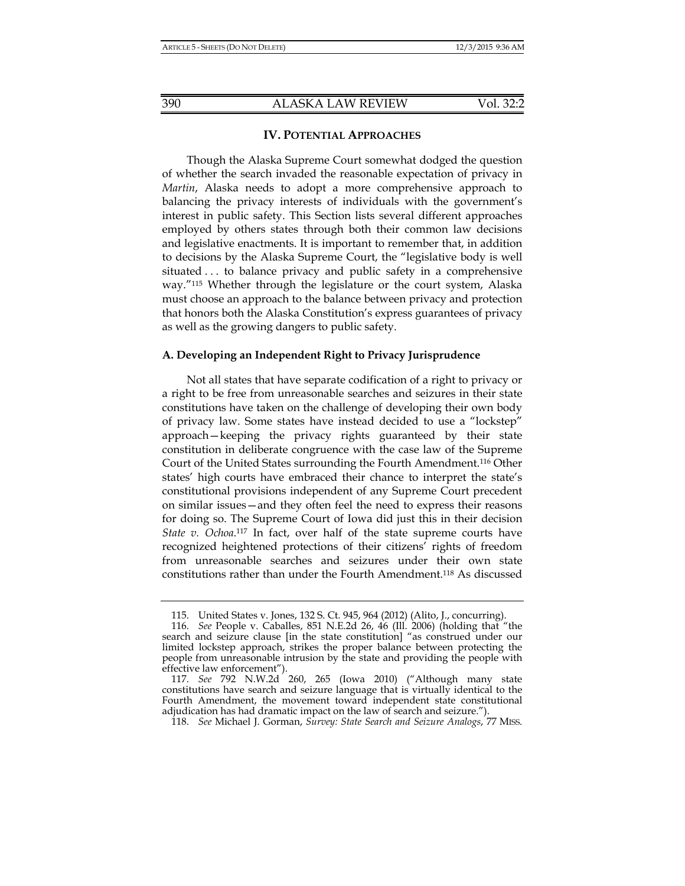## IV. POTENTIAL APPROACHES

Though the Alaska Supreme Court somewhat dodged the question of whether the search invaded the reasonable expectation of privacy in *Martin*, Alaska needs to adopt a more comprehensive approach to balancing the privacy interests of individuals with the government's interest in public safety. This Section lists several different approaches employed by others states through both their common law decisions and legislative enactments. It is important to remember that, in addition to decisions by the Alaska Supreme Court, the "legislative body is well situated . . . to balance privacy and public safety in a comprehensive way."[115] Whether through the legislature or the court system, Alaska must choose an approach to the balance between privacy and protection that honors both the Alaska Constitution's express guarantees of privacy as well as the growing dangers to public safety.

### A. Developing an Independent Right to Privacy Jurisprudence

Not all states that have separate codification of a right to privacy or a right to be free from unreasonable searches and seizures in their state constitutions have taken on the challenge of developing their own body of privacy law. Some states have instead decided to use a "lockstep" approach—keeping the privacy rights guaranteed by their state constitution in deliberate congruence with the case law of the Supreme Court of the United States surrounding the Fourth Amendment.[116] Other states' high courts have embraced their chance to interpret the state's constitutional provisions independent of any Supreme Court precedent on similar issues—and they often feel the need to express their reasons for doing so. The Supreme Court of Iowa did just this in their decision *State v. Ochoa*.[117] In fact, over half of the state supreme courts have recognized heightened protections of their citizens' rights of freedom from unreasonable searches and seizures under their own state constitutions rather than under the Fourth Amendment.[118] As discussed

---

115. United States v. Jones, 132 S. Ct. 945, 964 (2012) (Alito, J., concurring).

116. *See* People v. Caballes, 851 N.E.2d 26, 46 (Ill. 2006) (holding that "the search and seizure clause [in the state constitution] "as construed under our limited lockstep approach, strikes the proper balance between protecting the people from unreasonable intrusion by the state and providing the people with effective law enforcement").

117. *See* 792 N.W.2d 260, 265 (Iowa 2010) ("Although many state constitutions have search and seizure language that is virtually identical to the Fourth Amendment, the movement toward independent state constitutional adjudication has had dramatic impact on the law of search and seizure.").

118. *See* Michael J. Gorman, *Survey: State Search and Seizure Analogs*, 77 MISS.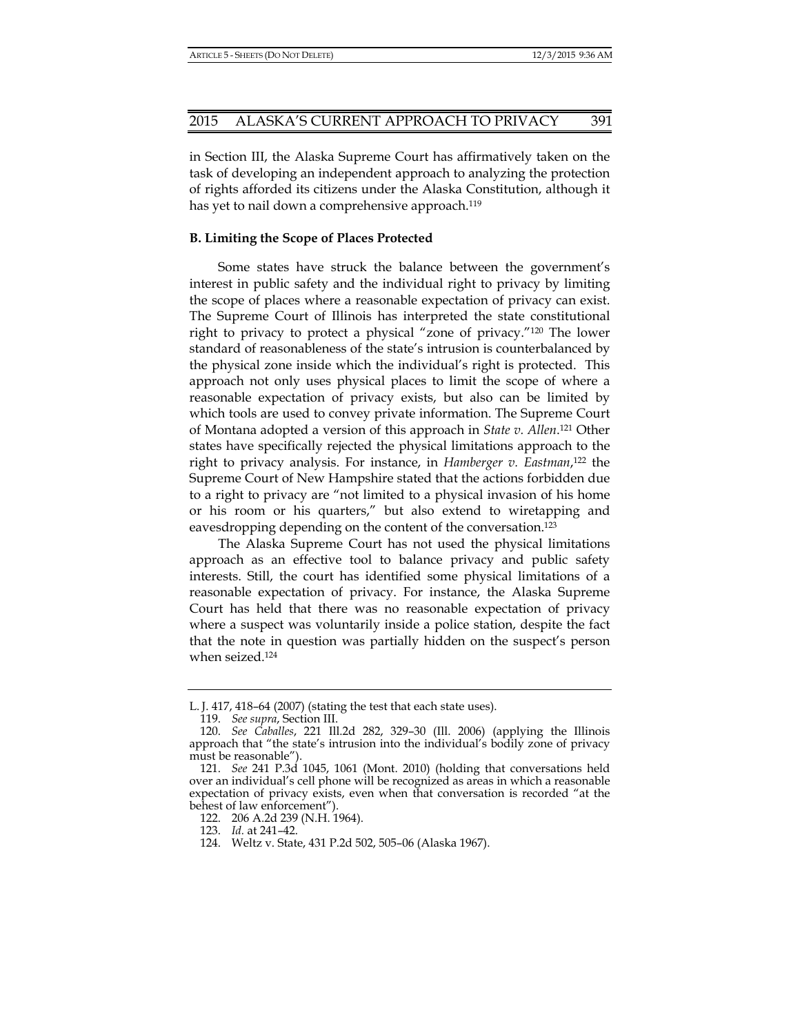in Section III, the Alaska Supreme Court has affirmatively taken on the task of developing an independent approach to analyzing the protection of rights afforded its citizens under the Alaska Constitution, although it has yet to nail down a comprehensive approach.[119]

**B. Limiting the Scope of Places Protected**

Some states have struck the balance between the government's interest in public safety and the individual right to privacy by limiting the scope of places where a reasonable expectation of privacy can exist. The Supreme Court of Illinois has interpreted the state constitutional right to privacy to protect a physical "zone of privacy."[120] The lower standard of reasonableness of the state's intrusion is counterbalanced by the physical zone inside which the individual's right is protected. This approach not only uses physical places to limit the scope of where a reasonable expectation of privacy exists, but also can be limited by which tools are used to convey private information. The Supreme Court of Montana adopted a version of this approach in *State v. Allen*.[121] Other states have specifically rejected the physical limitations approach to the right to privacy analysis. For instance, in *Hamberger v. Eastman*,[122] the Supreme Court of New Hampshire stated that the actions forbidden due to a right to privacy are "not limited to a physical invasion of his home or his room or his quarters," but also extend to wiretapping and eavesdropping depending on the content of the conversation.[123]

The Alaska Supreme Court has not used the physical limitations approach as an effective tool to balance privacy and public safety interests. Still, the court has identified some physical limitations of a reasonable expectation of privacy. For instance, the Alaska Supreme Court has held that there was no reasonable expectation of privacy where a suspect was voluntarily inside a police station, despite the fact that the note in question was partially hidden on the suspect's person when seized.[124]

---

L. J. 417, 418–64 (2007) (stating the test that each state uses).

119. *See supra*, Section III.

120. *See Caballes*, 221 Ill.2d 282, 329–30 (Ill. 2006) (applying the Illinois approach that "the state's intrusion into the individual's bodily zone of privacy must be reasonable").

121. *See* 241 P.3d 1045, 1061 (Mont. 2010) (holding that conversations held over an individual's cell phone will be recognized as areas in which a reasonable expectation of privacy exists, even when that conversation is recorded "at the behest of law enforcement").

122. 206 A.2d 239 (N.H. 1964).

123. *Id.* at 241–42.

124. Weltz v. State, 431 P.2d 502, 505–06 (Alaska 1967).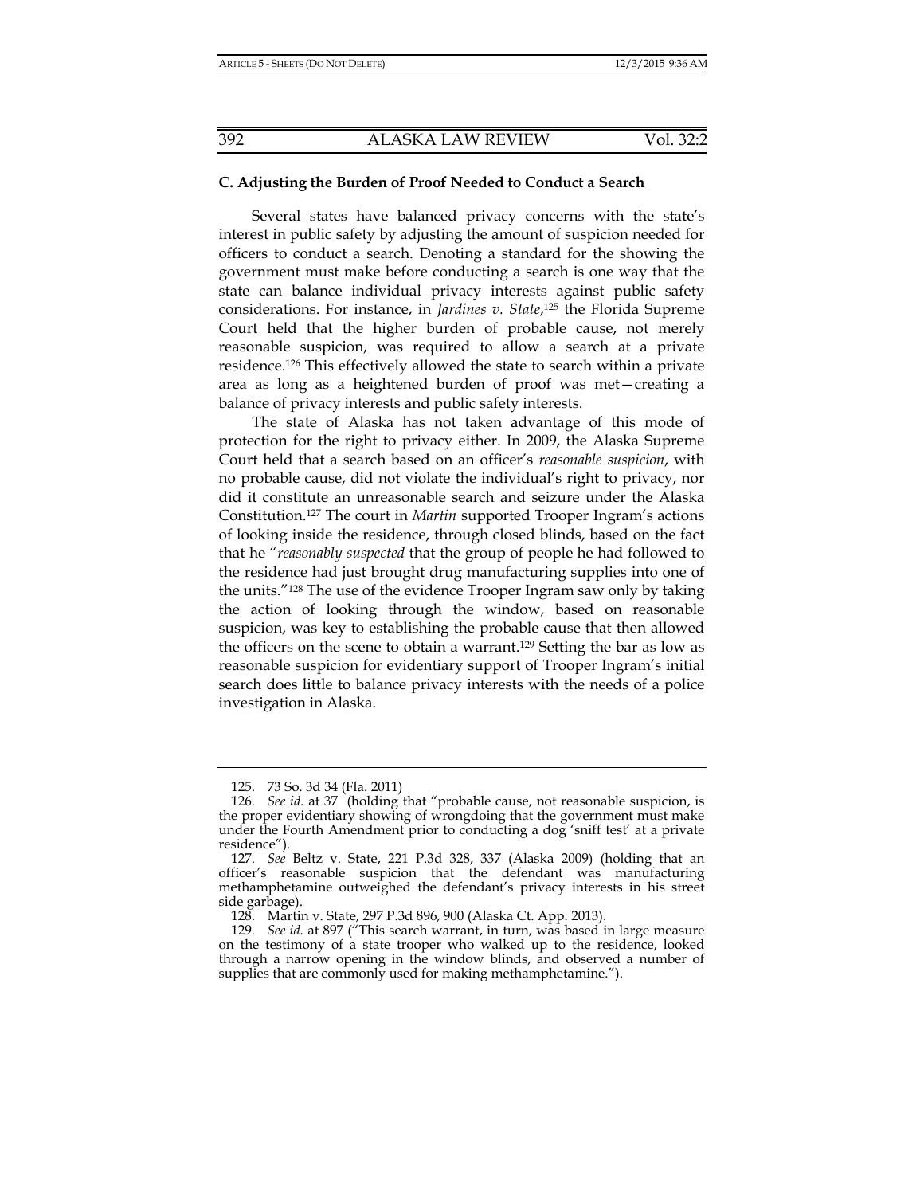### C. Adjusting the Burden of Proof Needed to Conduct a Search

Several states have balanced privacy concerns with the state's interest in public safety by adjusting the amount of suspicion needed for officers to conduct a search. Denoting a standard for the showing the government must make before conducting a search is one way that the state can balance individual privacy interests against public safety considerations. For instance, in *Jardines v. State*,[125] the Florida Supreme Court held that the higher burden of probable cause, not merely reasonable suspicion, was required to allow a search at a private residence.[126] This effectively allowed the state to search within a private area as long as a heightened burden of proof was met—creating a balance of privacy interests and public safety interests.

The state of Alaska has not taken advantage of this mode of protection for the right to privacy either. In 2009, the Alaska Supreme Court held that a search based on an officer's *reasonable suspicion*, with no probable cause, did not violate the individual's right to privacy, nor did it constitute an unreasonable search and seizure under the Alaska Constitution.[127] The court in *Martin* supported Trooper Ingram's actions of looking inside the residence, through closed blinds, based on the fact that he "*reasonably suspected* that the group of people he had followed to the residence had just brought drug manufacturing supplies into one of the units."[128] The use of the evidence Trooper Ingram saw only by taking the action of looking through the window, based on reasonable suspicion, was key to establishing the probable cause that then allowed the officers on the scene to obtain a warrant.[129] Setting the bar as low as reasonable suspicion for evidentiary support of Trooper Ingram's initial search does little to balance privacy interests with the needs of a police investigation in Alaska.

---

125. 73 So. 3d 34 (Fla. 2011)

126. *See id.* at 37 (holding that "probable cause, not reasonable suspicion, is the proper evidentiary showing of wrongdoing that the government must make under the Fourth Amendment prior to conducting a dog 'sniff test' at a private residence").

127. *See* Beltz v. State, 221 P.3d 328, 337 (Alaska 2009) (holding that an officer's reasonable suspicion that the defendant was manufacturing methamphetamine outweighed the defendant's privacy interests in his street side garbage).

128. Martin v. State, 297 P.3d 896, 900 (Alaska Ct. App. 2013).

129. *See id.* at 897 ("This search warrant, in turn, was based in large measure on the testimony of a state trooper who walked up to the residence, looked through a narrow opening in the window blinds, and observed a number of supplies that are commonly used for making methamphetamine.").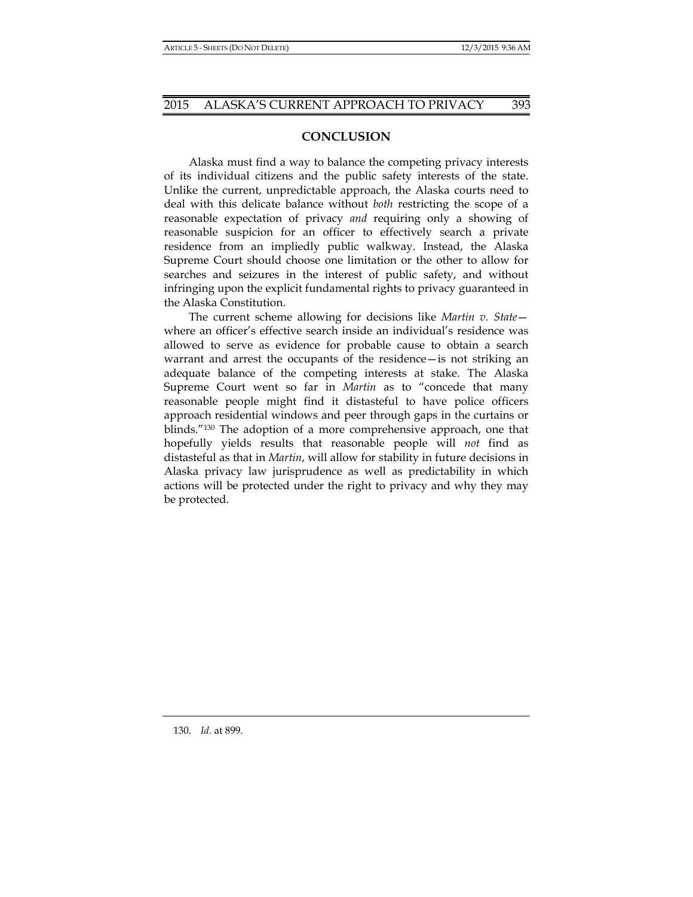## CONCLUSION

Alaska must find a way to balance the competing privacy interests of its individual citizens and the public safety interests of the state. Unlike the current, unpredictable approach, the Alaska courts need to deal with this delicate balance without *both* restricting the scope of a reasonable expectation of privacy *and* requiring only a showing of reasonable suspicion for an officer to effectively search a private residence from an impliedly public walkway. Instead, the Alaska Supreme Court should choose one limitation or the other to allow for searches and seizures in the interest of public safety, and without infringing upon the explicit fundamental rights to privacy guaranteed in the Alaska Constitution.

The current scheme allowing for decisions like *Martin v. State*—where an officer's effective search inside an individual's residence was allowed to serve as evidence for probable cause to obtain a search warrant and arrest the occupants of the residence—is not striking an adequate balance of the competing interests at stake. The Alaska Supreme Court went so far in *Martin* as to "concede that many reasonable people might find it distasteful to have police officers approach residential windows and peer through gaps in the curtains or blinds."[130] The adoption of a more comprehensive approach, one that hopefully yields results that reasonable people will *not* find as distasteful as that in *Martin*, will allow for stability in future decisions in Alaska privacy law jurisprudence as well as predictability in which actions will be protected under the right to privacy and why they may be protected.

130. *Id.* at 899.